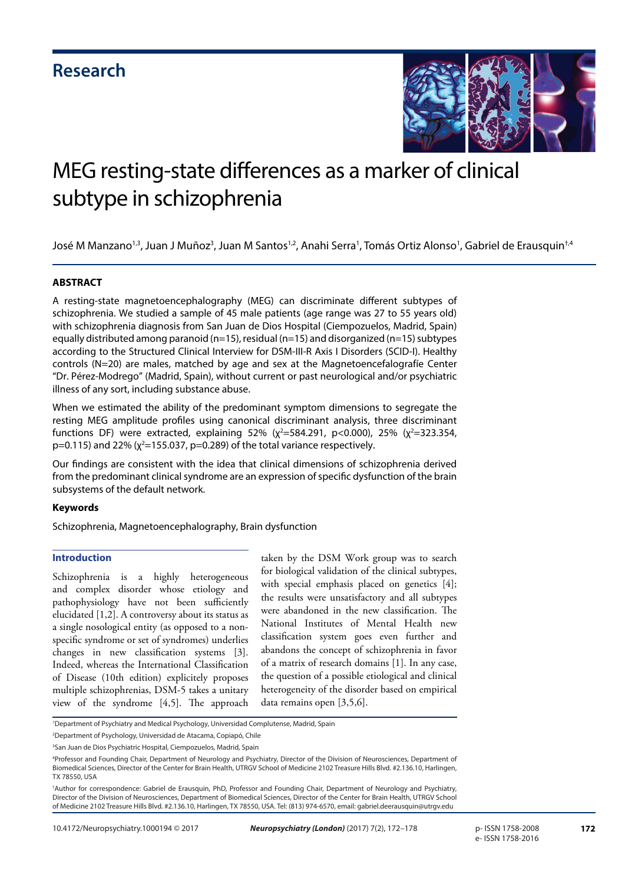Research

# MEG resting-state differences as a marker of clinical subtype in schizophrenia

José M Manzano[1,3], Juan J Muñoz[3], Juan M Santos[1,2], Anahi Serra[1], Tomás Ortiz Alonso[1], Gabriel de Erausquin[†,4]

## ABSTRACT

A resting-state magnetoencephalography (MEG) can discriminate different subtypes of schizophrenia. We studied a sample of 45 male patients (age range was 27 to 55 years old) with schizophrenia diagnosis from San Juan de Dios Hospital (Ciempozuelos, Madrid, Spain) equally distributed among paranoid (n=15), residual (n=15) and disorganized (n=15) subtypes according to the Structured Clinical Interview for DSM-III-R Axis I Disorders (SCID-I). Healthy controls (N=20) are males, matched by age and sex at the Magnetoencefalografíe Center "Dr. Pérez-Modrego" (Madrid, Spain), without current or past neurological and/or psychiatric illness of any sort, including substance abuse.

When we estimated the ability of the predominant symptom dimensions to segregate the resting MEG amplitude profiles using canonical discriminant analysis, three discriminant functions DF) were extracted, explaining 52% ($\chi^2$=584.291, $p$<0.000), 25% ($\chi^2$=323.354, $p$=0.115) and 22% ($\chi^2$=155.037, $p$=0.289) of the total variance respectively.

Our findings are consistent with the idea that clinical dimensions of schizophrenia derived from the predominant clinical syndrome are an expression of specific dysfunction of the brain subsystems of the default network.

### Keywords

Schizophrenia, Magnetoencephalography, Brain dysfunction

## Introduction

Schizophrenia is a highly heterogeneous and complex disorder whose etiology and pathophysiology have not been sufficiently elucidated [1,2]. A controversy about its status as a single nosological entity (as opposed to a non-specific syndrome or set of syndromes) underlies changes in new classification systems [3]. Indeed, whereas the International Classification of Disease (10th edition) explicitly proposes multiple schizophrenias, DSM-5 takes a unitary view of the syndrome [4,5]. The approach taken by the DSM Work group was to search for biological validation of the clinical subtypes, with special emphasis placed on genetics [4]; the results were unsatisfactory and all subtypes were abandoned in the new classification. The National Institutes of Mental Health new classification system goes even further and abandons the concept of schizophrenia in favor of a matrix of research domains [1]. In any case, the question of a possible etiological and clinical heterogeneity of the disorder based on empirical data remains open [3,5,6].

[1]Department of Psychiatry and Medical Psychology, Universidad Complutense, Madrid, Spain

[2]Department of Psychology, Universidad de Atacama, Copiapó, Chile

[3]San Juan de Dios Psychiatric Hospital, Ciempozuelos, Madrid, Spain

[4]Professor and Founding Chair, Department of Neurology and Psychiatry, Director of the Division of Neurosciences, Department of Biomedical Sciences, Director of the Center for Brain Health, UTRGV School of Medicine 2102 Treasure Hills Blvd. #2.136.10, Harlingen, TX 78550, USA

[†]Author for correspondence: Gabriel de Erausquin, PhD, Professor and Founding Chair, Department of Neurology and Psychiatry, Director of the Division of Neurosciences, Department of Biomedical Sciences, Director of the Center for Brain Health, UTRGV School of Medicine 2102 Treasure Hills Blvd. #2.136.10, Harlingen, TX 78550, USA. Tel: (813) 974-6570, email: gabriel.deerausquin@utrgv.edu

10.4172/Neuropsychiatry.1000194 © 2017

p- ISSN 1758-2008
e- ISSN 1758-2016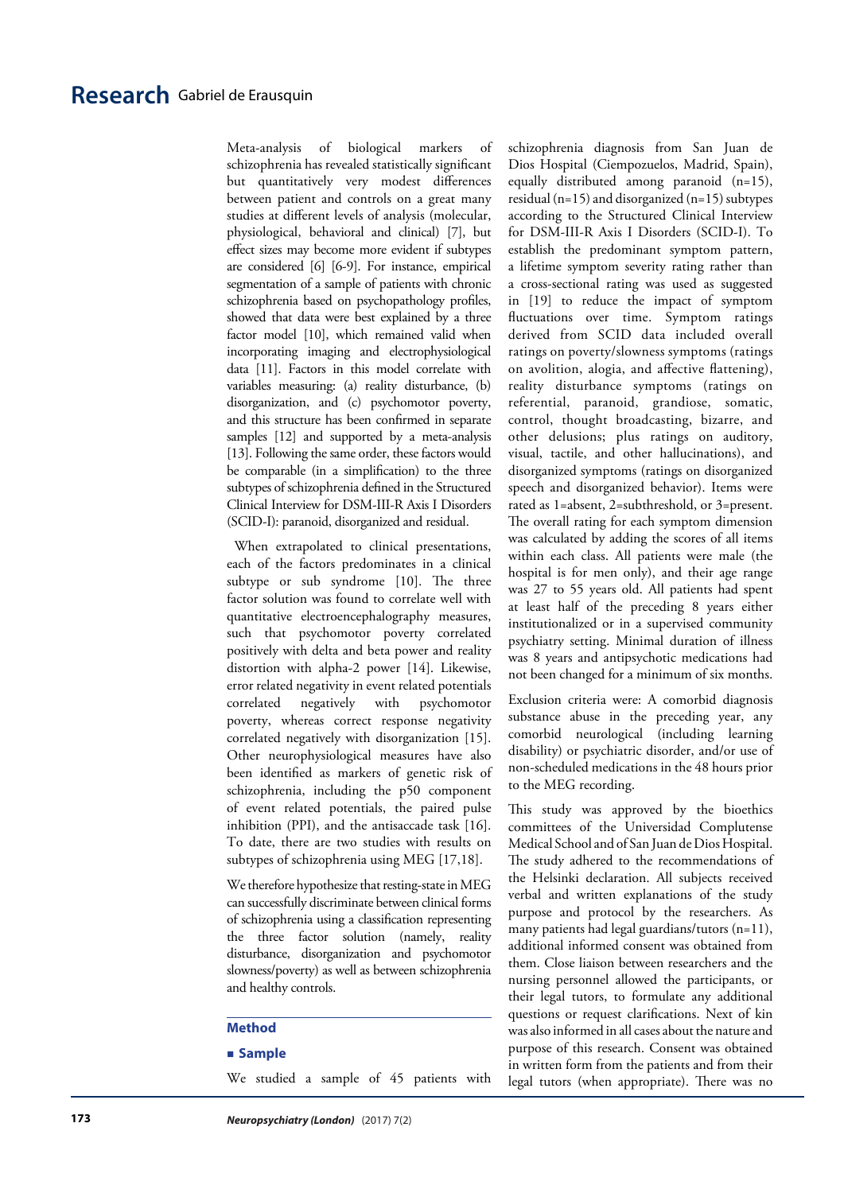Meta-analysis of biological markers of schizophrenia has revealed statistically significant but quantitatively very modest differences between patient and controls on a great many studies at different levels of analysis (molecular, physiological, behavioral and clinical) [7], but effect sizes may become more evident if subtypes are considered [6] [6-9]. For instance, empirical segmentation of a sample of patients with chronic schizophrenia based on psychopathology profiles, showed that data were best explained by a three factor model [10], which remained valid when incorporating imaging and electrophysiological data [11]. Factors in this model correlate with variables measuring: (a) reality disturbance, (b) disorganization, and (c) psychomotor poverty, and this structure has been confirmed in separate samples [12] and supported by a meta-analysis [13]. Following the same order, these factors would be comparable (in a simplification) to the three subtypes of schizophrenia defined in the Structured Clinical Interview for DSM-III-R Axis I Disorders (SCID-I): paranoid, disorganized and residual.

When extrapolated to clinical presentations, each of the factors predominates in a clinical subtype or sub syndrome [10]. The three factor solution was found to correlate well with quantitative electroencephalography measures, such that psychomotor poverty correlated positively with delta and beta power and reality distortion with alpha-2 power [14]. Likewise, error related negativity in event related potentials correlated negatively with psychomotor poverty, whereas correct response negativity correlated negatively with disorganization [15]. Other neurophysiological measures have also been identified as markers of genetic risk of schizophrenia, including the p50 component of event related potentials, the paired pulse inhibition (PPI), and the antisaccade task [16]. To date, there are two studies with results on subtypes of schizophrenia using MEG [17,18].

We therefore hypothesize that resting-state in MEG can successfully discriminate between clinical forms of schizophrenia using a classification representing the three factor solution (namely, reality disturbance, disorganization and psychomotor slowness/poverty) as well as between schizophrenia and healthy controls.

## Method

### Sample

We studied a sample of 45 patients with schizophrenia diagnosis from San Juan de Dios Hospital (Ciempozuelos, Madrid, Spain), equally distributed among paranoid (n=15), residual (n=15) and disorganized (n=15) subtypes according to the Structured Clinical Interview for DSM-III-R Axis I Disorders (SCID-I). To establish the predominant symptom pattern, a lifetime symptom severity rating rather than a cross-sectional rating was used as suggested in [19] to reduce the impact of symptom fluctuations over time. Symptom ratings derived from SCID data included overall ratings on poverty/slowness symptoms (ratings on avolition, alogia, and affective flattening), reality disturbance symptoms (ratings on referential, paranoid, grandiose, somatic, control, thought broadcasting, bizarre, and other delusions; plus ratings on auditory, visual, tactile, and other hallucinations), and disorganized symptoms (ratings on disorganized speech and disorganized behavior). Items were rated as 1=absent, 2=subthreshold, or 3=present. The overall rating for each symptom dimension was calculated by adding the scores of all items within each class. All patients were male (the hospital is for men only), and their age range was 27 to 55 years old. All patients had spent at least half of the preceding 8 years either institutionalized or in a supervised community psychiatry setting. Minimal duration of illness was 8 years and antipsychotic medications had not been changed for a minimum of six months.

Exclusion criteria were: A comorbid diagnosis substance abuse in the preceding year, any comorbid neurological (including learning disability) or psychiatric disorder, and/or use of non-scheduled medications in the 48 hours prior to the MEG recording.

This study was approved by the bioethics committees of the Universidad Complutense Medical School and of San Juan de Dios Hospital. The study adhered to the recommendations of the Helsinki declaration. All subjects received verbal and written explanations of the study purpose and protocol by the researchers. As many patients had legal guardians/tutors (n=11), additional informed consent was obtained from them. Close liaison between researchers and the nursing personnel allowed the participants, or their legal tutors, to formulate any additional questions or request clarifications. Next of kin was also informed in all cases about the nature and purpose of this research. Consent was obtained in written form from the patients and from their legal tutors (when appropriate). There was no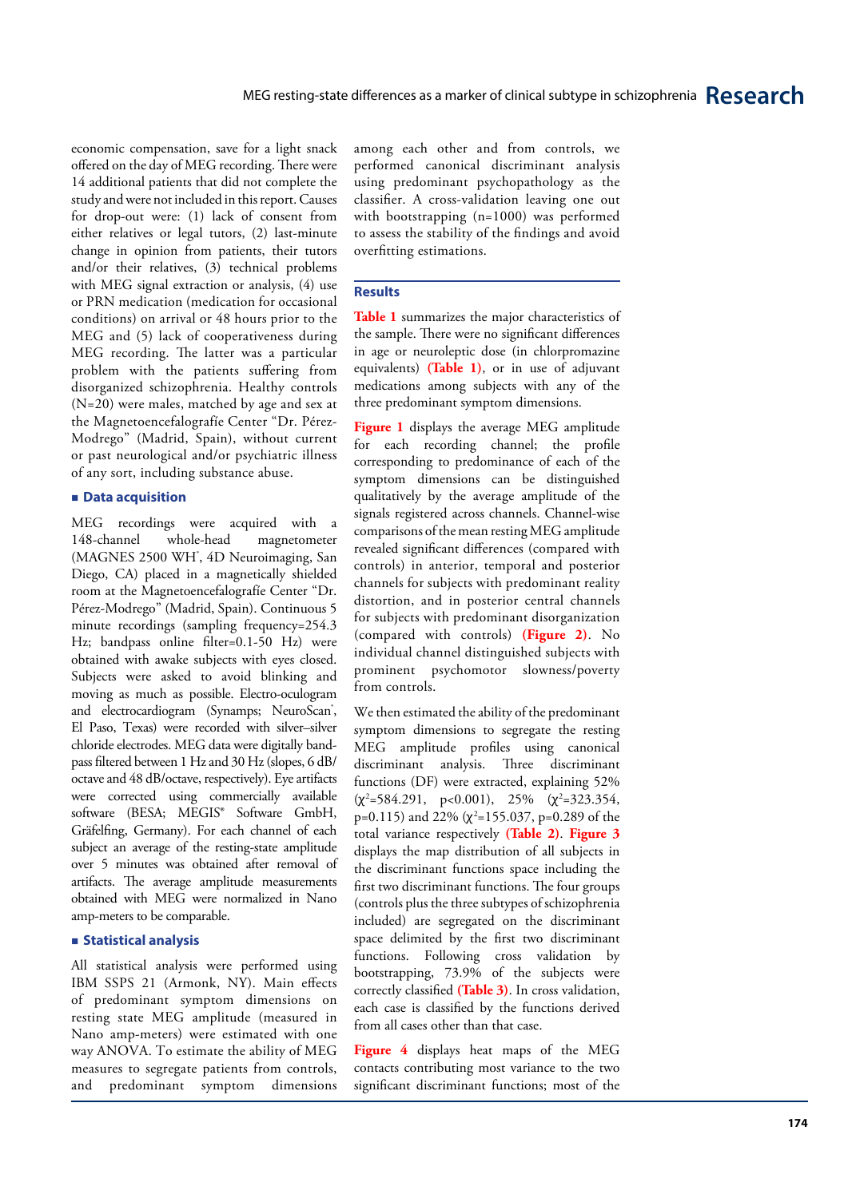economic compensation, save for a light snack offered on the day of MEG recording. There were 14 additional patients that did not complete the study and were not included in this report. Causes for drop-out were: (1) lack of consent from either relatives or legal tutors, (2) last-minute change in opinion from patients, their tutors and/or their relatives, (3) technical problems with MEG signal extraction or analysis, (4) use or PRN medication (medication for occasional conditions) on arrival or 48 hours prior to the MEG and (5) lack of cooperativeness during MEG recording. The latter was a particular problem with the patients suffering from disorganized schizophrenia. Healthy controls (N=20) were males, matched by age and sex at the Magnetoencefalografíe Center "Dr. Pérez-Modrego" (Madrid, Spain), without current or past neurological and/or psychiatric illness of any sort, including substance abuse.

### Data acquisition

MEG recordings were acquired with a 148-channel whole-head magnetometer (MAGNES 2500 WH®, 4D Neuroimaging, San Diego, CA) placed in a magnetically shielded room at the Magnetoencefalografíe Center "Dr. Pérez-Modrego" (Madrid, Spain). Continuous 5 minute recordings (sampling frequency=254.3 Hz; bandpass online filter=0.1-50 Hz) were obtained with awake subjects with eyes closed. Subjects were asked to avoid blinking and moving as much as possible. Electro-oculogram and electrocardiogram (Synamps; NeuroScan®, El Paso, Texas) were recorded with silver–silver chloride electrodes. MEG data were digitally band-pass filtered between 1 Hz and 30 Hz (slopes, 6 dB/octave and 48 dB/octave, respectively). Eye artifacts were corrected using commercially available software (BESA; MEGIS® Software GmbH, Gräfelfing, Germany). For each channel of each subject an average of the resting-state amplitude over 5 minutes was obtained after removal of artifacts. The average amplitude measurements obtained with MEG were normalized in Nano amp-meters to be comparable.

### Statistical analysis

All statistical analysis were performed using IBM SSPS 21 (Armonk, NY). Main effects of predominant symptom dimensions on resting state MEG amplitude (measured in Nano amp-meters) were estimated with one way ANOVA. To estimate the ability of MEG measures to segregate patients from controls, and predominant symptom dimensions among each other and from controls, we performed canonical discriminant analysis using predominant psychopathology as the classifier. A cross-validation leaving one out with bootstrapping (n=1000) was performed to assess the stability of the findings and avoid overfitting estimations.

## Results

**Table 1** summarizes the major characteristics of the sample. There were no significant differences in age or neuroleptic dose (in chlorpromazine equivalents) **(Table 1)**, or in use of adjuvant medications among subjects with any of the three predominant symptom dimensions.

**Figure 1** displays the average MEG amplitude for each recording channel; the profile corresponding to predominance of each of the symptom dimensions can be distinguished qualitatively by the average amplitude of the signals registered across channels. Channel-wise comparisons of the mean resting MEG amplitude revealed significant differences (compared with controls) in anterior, temporal and posterior channels for subjects with predominant reality distortion, and in posterior central channels for subjects with predominant disorganization (compared with controls) **(Figure 2)**. No individual channel distinguished subjects with prominent psychomotor slowness/poverty from controls.

We then estimated the ability of the predominant symptom dimensions to segregate the resting MEG amplitude profiles using canonical discriminant analysis. Three discriminant functions (DF) were extracted, explaining 52% ($\chi^2$=584.291, p<0.001), 25% ($\chi^2$=323.354, p=0.115) and 22% ($\chi^2$=155.037, p=0.289 of the total variance respectively **(Table 2)**. **Figure 3** displays the map distribution of all subjects in the discriminant functions space including the first two discriminant functions. The four groups (controls plus the three subtypes of schizophrenia included) are segregated on the discriminant space delimited by the first two discriminant functions. Following cross validation by bootstrapping, 73.9% of the subjects were correctly classified **(Table 3)**. In cross validation, each case is classified by the functions derived from all cases other than that case.

**Figure 4** displays heat maps of the MEG contacts contributing most variance to the two significant discriminant functions; most of the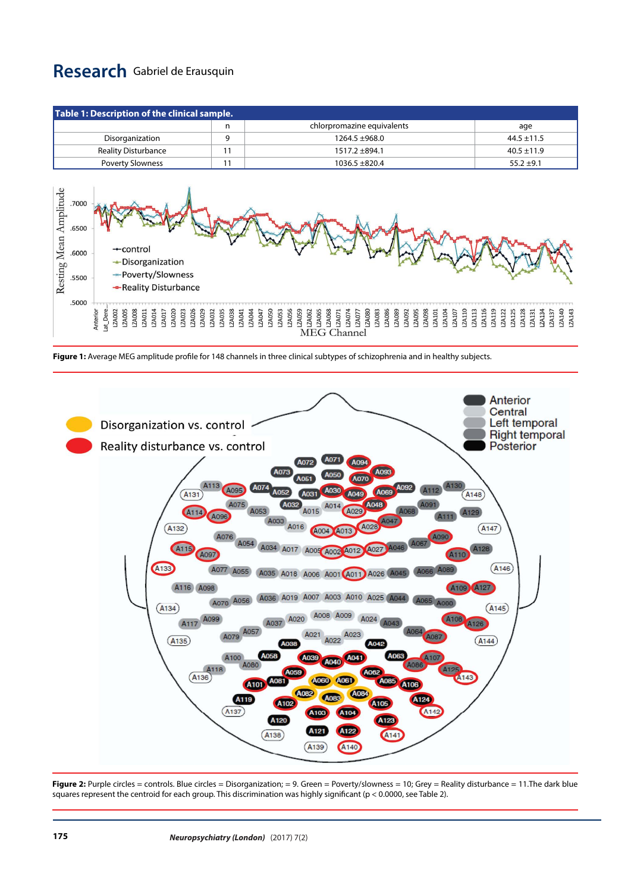**Table 1: Description of the clinical sample.**

| | n | chlorpromazine equivalents | age |
|---|---|---|---|
| Disorganization | 9 | 1264.5 ±968.0 | 44.5 ±11.5 |
| Reality Disturbance | 11 | 1517.2 ±894.1 | 40.5 ±11.9 |
| Poverty Slowness | 11 | 1036.5 ±820.4 | 55.2 ±9.1 |

**Figure 1:** Average MEG amplitude profile for 148 channels in three clinical subtypes of schizophrenia and in healthy subjects.

**Figure 2:** Purple circles = controls. Blue circles = Disorganization; = 9. Green = Poverty/slowness = 10; Grey = Reality disturbance = 11.The dark blue squares represent the centroid for each group. This discrimination was highly significant (p < 0.0000, see Table 2).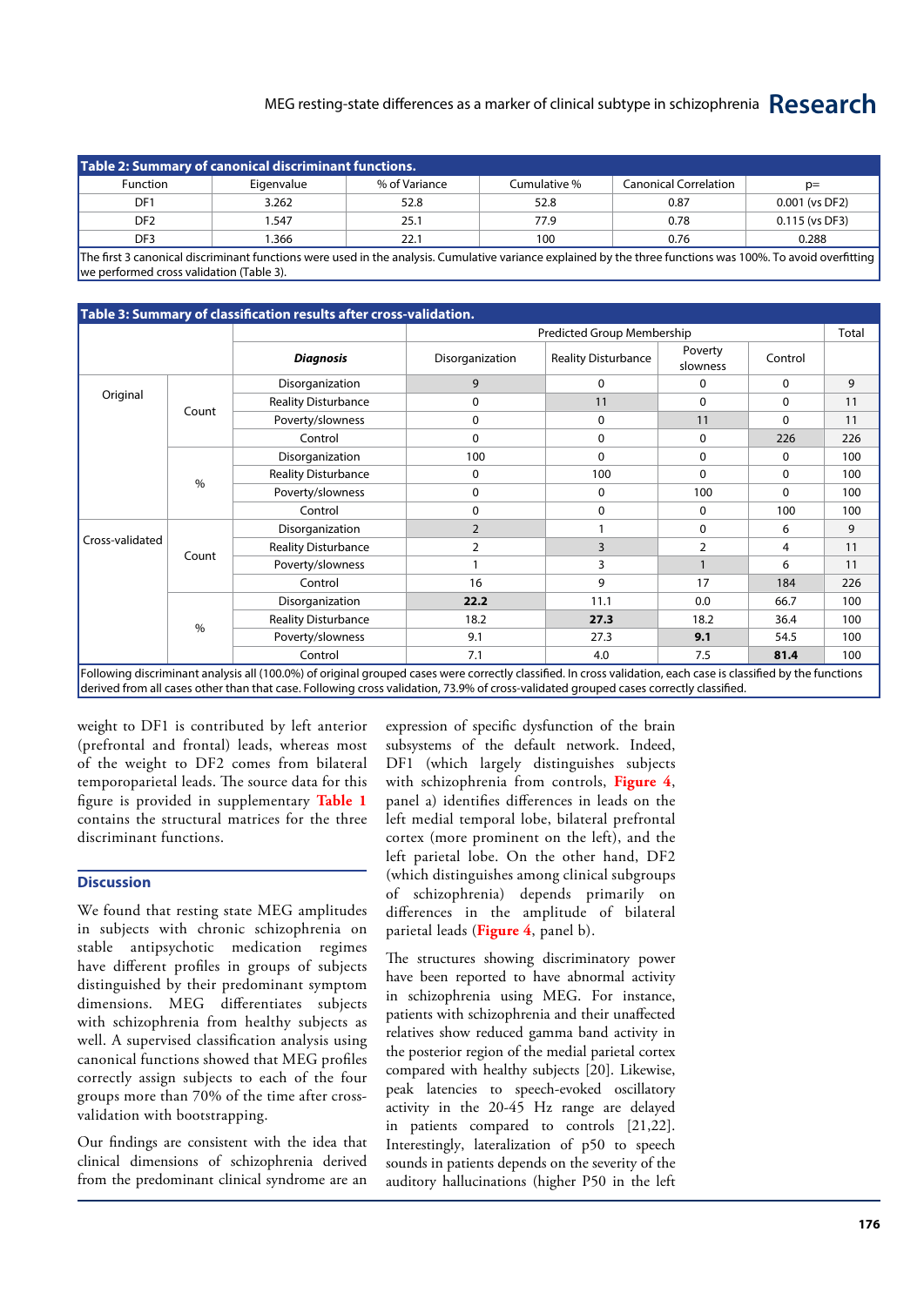**Table 2: Summary of canonical discriminant functions.**

| Function | Eigenvalue | % of Variance | Cumulative % | Canonical Correlation | p= |
|---|---|---|---|---|---|
| DF1 | 3.262 | 52.8 | 52.8 | 0.87 | 0.001 (vs DF2) |
| DF2 | 1.547 | 25.1 | 77.9 | 0.78 | 0.115 (vs DF3) |
| DF3 | 1.366 | 22.1 | 100 | 0.76 | 0.288 |

The first 3 canonical discriminant functions were used in the analysis. Cumulative variance explained by the three functions was 100%. To avoid overfitting we performed cross validation (Table 3).

**Table 3: Summary of classification results after cross-validation.**

| | | | Predicted Group Membership | | | | Total |
|---|---|---|---|---|---|---|---|
| | | ***Diagnosis*** | Disorganization | Reality Disturbance | Poverty slowness | Control | |
| Original | Count | Disorganization | 9 | 0 | 0 | 0 | 9 |
| | | Reality Disturbance | 0 | 11 | 0 | 0 | 11 |
| | | Poverty/slowness | 0 | 0 | 11 | 0 | 11 |
| | | Control | 0 | 0 | 0 | 226 | 226 |
| | % | Disorganization | 100 | 0 | 0 | 0 | 100 |
| | | Reality Disturbance | 0 | 100 | 0 | 0 | 100 |
| | | Poverty/slowness | 0 | 0 | 100 | 0 | 100 |
| | | Control | 0 | 0 | 0 | 100 | 100 |
| Cross-validated | Count | Disorganization | 2 | 1 | 0 | 6 | 9 |
| | | Reality Disturbance | 2 | 3 | 2 | 4 | 11 |
| | | Poverty/slowness | 1 | 3 | 1 | 6 | 11 |
| | | Control | 16 | 9 | 17 | 184 | 226 |
| | % | Disorganization | **22.2** | 11.1 | 0.0 | 66.7 | 100 |
| | | Reality Disturbance | 18.2 | **27.3** | 18.2 | 36.4 | 100 |
| | | Poverty/slowness | 9.1 | 27.3 | **9.1** | 54.5 | 100 |
| | | Control | 7.1 | 4.0 | 7.5 | **81.4** | 100 |

Following discriminant analysis all (100.0%) of original grouped cases were correctly classified. In cross validation, each case is classified by the functions derived from all cases other than that case. Following cross validation, 73.9% of cross-validated grouped cases correctly classified.

weight to DF1 is contributed by left anterior (prefrontal and frontal) leads, whereas most of the weight to DF2 comes from bilateral temporoparietal leads. The source data for this figure is provided in supplementary Table 1 contains the structural matrices for the three discriminant functions.

## Discussion

We found that resting state MEG amplitudes in subjects with chronic schizophrenia on stable antipsychotic medication regimes have different profiles in groups of subjects distinguished by their predominant symptom dimensions. MEG differentiates subjects with schizophrenia from healthy subjects as well. A supervised classification analysis using canonical functions showed that MEG profiles correctly assign subjects to each of the four groups more than 70% of the time after cross-validation with bootstrapping.

Our findings are consistent with the idea that clinical dimensions of schizophrenia derived from the predominant clinical syndrome are an expression of specific dysfunction of the brain subsystems of the default network. Indeed, DF1 (which largely distinguishes subjects with schizophrenia from controls, Figure 4, panel a) identifies differences in leads on the left medial temporal lobe, bilateral prefrontal cortex (more prominent on the left), and the left parietal lobe. On the other hand, DF2 (which distinguishes among clinical subgroups of schizophrenia) depends primarily on differences in the amplitude of bilateral parietal leads (Figure 4, panel b).

The structures showing discriminatory power have been reported to have abnormal activity in schizophrenia using MEG. For instance, patients with schizophrenia and their unaffected relatives show reduced gamma band activity in the posterior region of the medial parietal cortex compared with healthy subjects [20]. Likewise, peak latencies to speech-evoked oscillatory activity in the 20-45 Hz range are delayed in patients compared to controls [21,22]. Interestingly, lateralization of p50 to speech sounds in patients depends on the severity of the auditory hallucinations (higher P50 in the left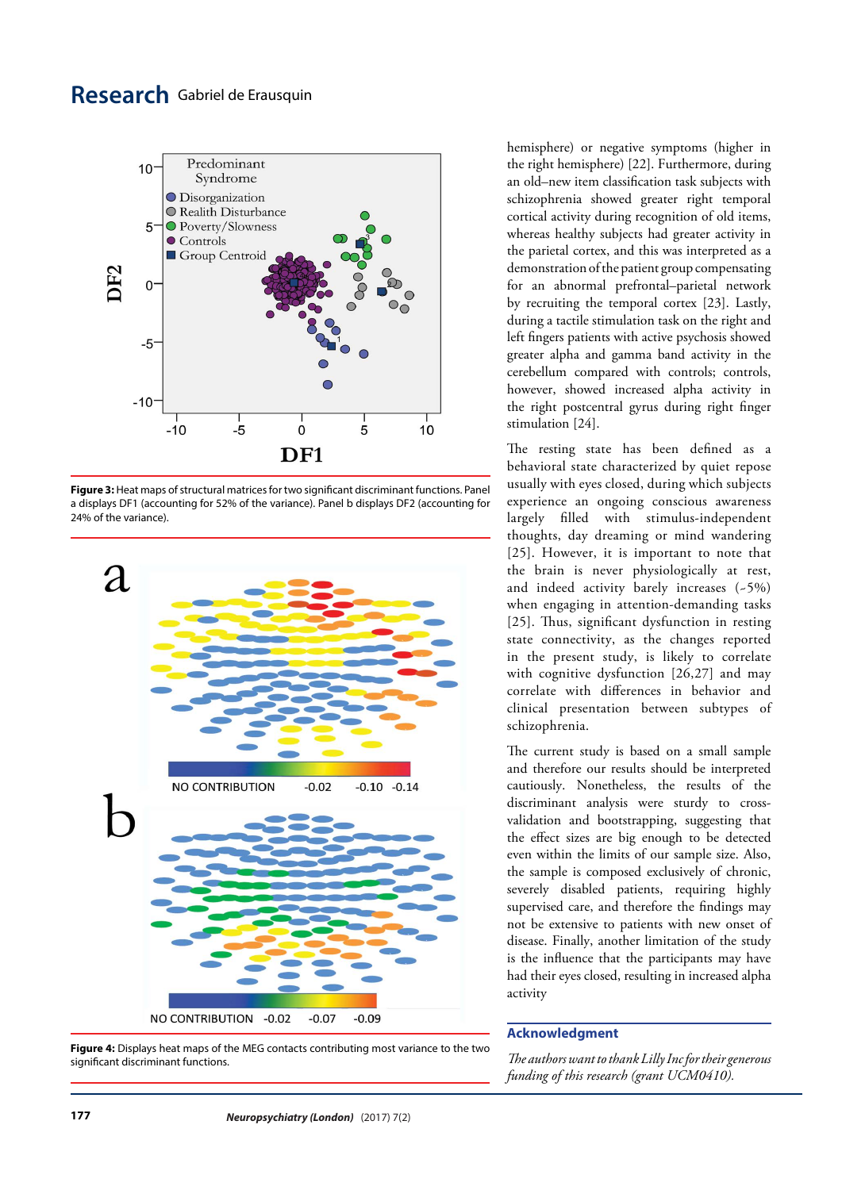**Figure 3:** Heat maps of structural matrices for two significant discriminant functions. Panel a displays DF1 (accounting for 52% of the variance). Panel b displays DF2 (accounting for 24% of the variance).

**Figure 4:** Displays heat maps of the MEG contacts contributing most variance to the two significant discriminant functions.

hemisphere) or negative symptoms (higher in the right hemisphere) [22]. Furthermore, during an old–new item classification task subjects with schizophrenia showed greater right temporal cortical activity during recognition of old items, whereas healthy subjects had greater activity in the parietal cortex, and this was interpreted as a demonstration of the patient group compensating for an abnormal prefrontal–parietal network by recruiting the temporal cortex [23]. Lastly, during a tactile stimulation task on the right and left fingers patients with active psychosis showed greater alpha and gamma band activity in the cerebellum compared with controls; controls, however, showed increased alpha activity in the right postcentral gyrus during right finger stimulation [24].

The resting state has been defined as a behavioral state characterized by quiet repose usually with eyes closed, during which subjects experience an ongoing conscious awareness largely filled with stimulus-independent thoughts, day dreaming or mind wandering [25]. However, it is important to note that the brain is never physiologically at rest, and indeed activity barely increases (~5%) when engaging in attention-demanding tasks [25]. Thus, significant dysfunction in resting state connectivity, as the changes reported in the present study, is likely to correlate with cognitive dysfunction [26,27] and may correlate with differences in behavior and clinical presentation between subtypes of schizophrenia.

The current study is based on a small sample and therefore our results should be interpreted cautiously. Nonetheless, the results of the discriminant analysis were sturdy to cross-validation and bootstrapping, suggesting that the effect sizes are big enough to be detected even within the limits of our sample size. Also, the sample is composed exclusively of chronic, severely disabled patients, requiring highly supervised care, and therefore the findings may not be extensive to patients with new onset of disease. Finally, another limitation of the study is the influence that the participants may have had their eyes closed, resulting in increased alpha activity

## Acknowledgment

*The authors want to thank Lilly Inc for their generous funding of this research (grant UCM0410).*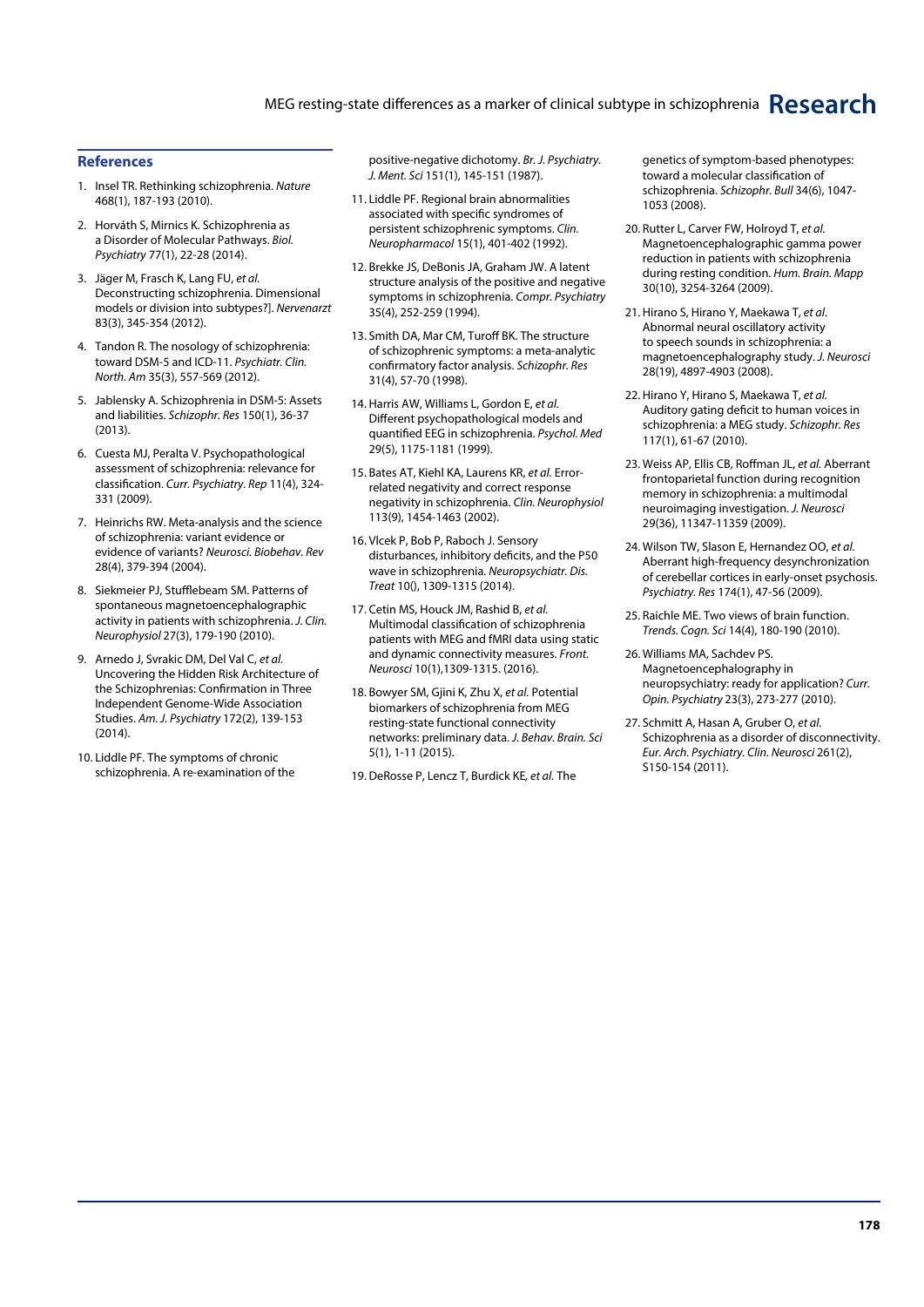## References

1. Insel TR. Rethinking schizophrenia. *Nature* 468(1), 187-193 (2010).
2. Horváth S, Mirnics K. Schizophrenia as a Disorder of Molecular Pathways. *Biol. Psychiatry* 77(1), 22-28 (2014).
3. Jäger M, Frasch K, Lang FU, *et al.* Deconstructing schizophrenia. Dimensional models or division into subtypes?]. *Nervenarzt* 83(3), 345-354 (2012).
4. Tandon R. The nosology of schizophrenia: toward DSM-5 and ICD-11. *Psychiatr. Clin. North. Am* 35(3), 557-569 (2012).
5. Jablensky A. Schizophrenia in DSM-5: Assets and liabilities. *Schizophr. Res* 150(1), 36-37 (2013).
6. Cuesta MJ, Peralta V. Psychopathological assessment of schizophrenia: relevance for classification. *Curr. Psychiatry. Rep* 11(4), 324-331 (2009).
7. Heinrichs RW. Meta-analysis and the science of schizophrenia: variant evidence or evidence of variants? *Neurosci. Biobehav. Rev* 28(4), 379-394 (2004).
8. Siekmeier PJ, Stufflebeam SM. Patterns of spontaneous magnetoencephalographic activity in patients with schizophrenia. *J. Clin. Neurophysiol* 27(3), 179-190 (2010).
9. Arnedo J, Svrakic DM, Del Val C, *et al.* Uncovering the Hidden Risk Architecture of the Schizophrenias: Confirmation in Three Independent Genome-Wide Association Studies. *Am. J. Psychiatry* 172(2), 139-153 (2014).
10. Liddle PF. The symptoms of chronic schizophrenia. A re-examination of the positive-negative dichotomy. *Br. J. Psychiatry. J. Ment. Sci* 151(1), 145-151 (1987).
11. Liddle PF. Regional brain abnormalities associated with specific syndromes of persistent schizophrenic symptoms. *Clin. Neuropharmacol* 15(1), 401-402 (1992).
12. Brekke JS, DeBonis JA, Graham JW. A latent structure analysis of the positive and negative symptoms in schizophrenia. *Compr. Psychiatry* 35(4), 252-259 (1994).
13. Smith DA, Mar CM, Turoff BK. The structure of schizophrenic symptoms: a meta-analytic confirmatory factor analysis. *Schizophr. Res* 31(4), 57-70 (1998).
14. Harris AW, Williams L, Gordon E, *et al.* Different psychopathological models and quantified EEG in schizophrenia. *Psychol. Med* 29(5), 1175-1181 (1999).
15. Bates AT, Kiehl KA, Laurens KR, *et al.* Error-related negativity and correct response negativity in schizophrenia. *Clin. Neurophysiol* 113(9), 1454-1463 (2002).
16. Vlcek P, Bob P, Raboch J. Sensory disturbances, inhibitory deficits, and the P50 wave in schizophrenia. *Neuropsychiatr. Dis. Treat* 10(), 1309-1315 (2014).
17. Cetin MS, Houck JM, Rashid B, *et al.* Multimodal classification of schizophrenia patients with MEG and fMRI data using static and dynamic connectivity measures. *Front. Neurosci* 10(1),1309-1315. (2016).
18. Bowyer SM, Gjini K, Zhu X, *et al.* Potential biomarkers of schizophrenia from MEG resting-state functional connectivity networks: preliminary data. *J. Behav. Brain. Sci* 5(1), 1-11 (2015).
19. DeRosse P, Lencz T, Burdick KE, *et al.* The genetics of symptom-based phenotypes: toward a molecular classification of schizophrenia. *Schizophr. Bull* 34(6), 1047-1053 (2008).
20. Rutter L, Carver FW, Holroyd T, *et al.* Magnetoencephalographic gamma power reduction in patients with schizophrenia during resting condition. *Hum. Brain. Mapp* 30(10), 3254-3264 (2009).
21. Hirano S, Hirano Y, Maekawa T, *et al.* Abnormal neural oscillatory activity to speech sounds in schizophrenia: a magnetoencephalography study. *J. Neurosci* 28(19), 4897-4903 (2008).
22. Hirano Y, Hirano S, Maekawa T, *et al.* Auditory gating deficit to human voices in schizophrenia: a MEG study. *Schizophr. Res* 117(1), 61-67 (2010).
23. Weiss AP, Ellis CB, Roffman JL, *et al.* Aberrant frontoparietal function during recognition memory in schizophrenia: a multimodal neuroimaging investigation. *J. Neurosci* 29(36), 11347-11359 (2009).
24. Wilson TW, Slason E, Hernandez OO, *et al.* Aberrant high-frequency desynchronization of cerebellar cortices in early-onset psychosis. *Psychiatry. Res* 174(1), 47-56 (2009).
25. Raichle ME. Two views of brain function. *Trends. Cogn. Sci* 14(4), 180-190 (2010).
26. Williams MA, Sachdev PS. Magnetoencephalography in neuropsychiatry: ready for application? *Curr. Opin. Psychiatry* 23(3), 273-277 (2010).
27. Schmitt A, Hasan A, Gruber O, *et al.* Schizophrenia as a disorder of disconnectivity. *Eur. Arch. Psychiatry. Clin. Neurosci* 261(2), S150-154 (2011).